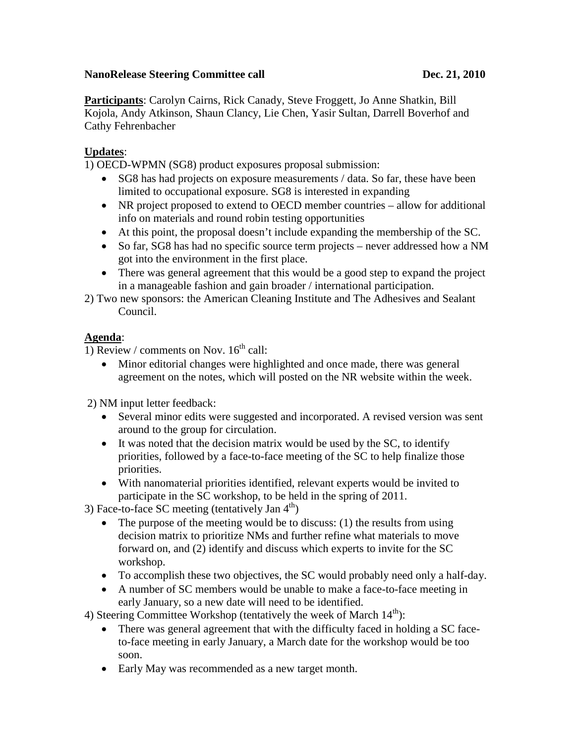**NanoRelease Steering Committee call** **Dec. 21, 2010**

**<u>Participants</u>**: Carolyn Cairns, Rick Canady, Steve Froggett, Jo Anne Shatkin, Bill Kojola, Andy Atkinson, Shaun Clancy, Lie Chen, Yasir Sultan, Darrell Boverhof and Cathy Fehrenbacher

**<u>Updates</u>**:

1) OECD-WPMN (SG8) product exposures proposal submission:
   - SG8 has had projects on exposure measurements / data. So far, these have been limited to occupational exposure. SG8 is interested in expanding
   - NR project proposed to extend to OECD member countries – allow for additional info on materials and round robin testing opportunities
   - At this point, the proposal doesn't include expanding the membership of the SC.
   - So far, SG8 has had no specific source term projects – never addressed how a NM got into the environment in the first place.
   - There was general agreement that this would be a good step to expand the project in a manageable fashion and gain broader / international participation.

2) Two new sponsors: the American Cleaning Institute and The Adhesives and Sealant Council.

**<u>Agenda</u>**:

1) Review / comments on Nov. 16th call:
   - Minor editorial changes were highlighted and once made, there was general agreement on the notes, which will posted on the NR website within the week.

2) NM input letter feedback:
   - Several minor edits were suggested and incorporated. A revised version was sent around to the group for circulation.
   - It was noted that the decision matrix would be used by the SC, to identify priorities, followed by a face-to-face meeting of the SC to help finalize those priorities.
   - With nanomaterial priorities identified, relevant experts would be invited to participate in the SC workshop, to be held in the spring of 2011.

3) Face-to-face SC meeting (tentatively Jan 4th)
   - The purpose of the meeting would be to discuss: (1) the results from using decision matrix to prioritize NMs and further refine what materials to move forward on, and (2) identify and discuss which experts to invite for the SC workshop.
   - To accomplish these two objectives, the SC would probably need only a half-day.
   - A number of SC members would be unable to make a face-to-face meeting in early January, so a new date will need to be identified.

4) Steering Committee Workshop (tentatively the week of March 14th):
   - There was general agreement that with the difficulty faced in holding a SC face-to-face meeting in early January, a March date for the workshop would be too soon.
   - Early May was recommended as a new target month.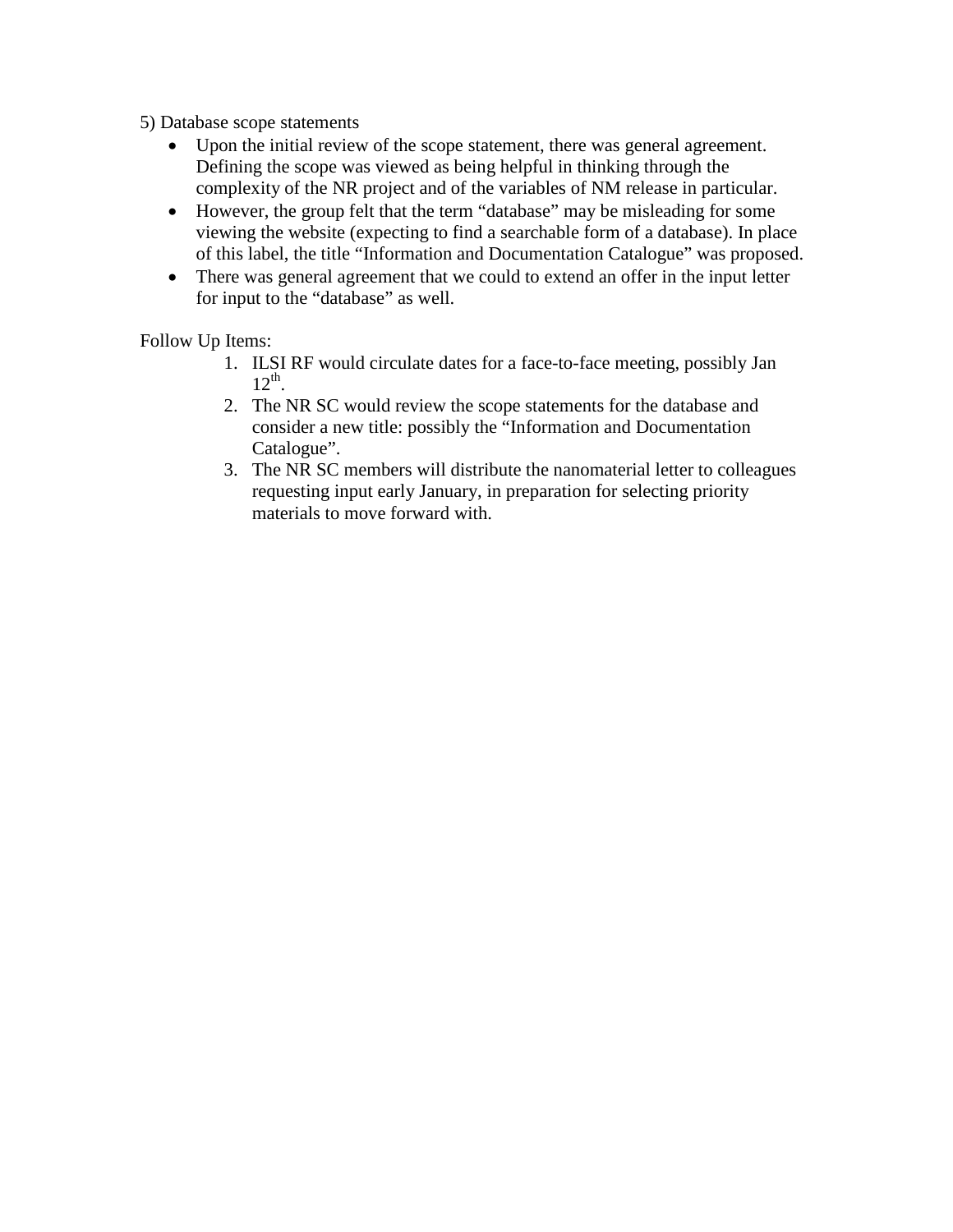5) Database scope statements

- Upon the initial review of the scope statement, there was general agreement. Defining the scope was viewed as being helpful in thinking through the complexity of the NR project and of the variables of NM release in particular.
- However, the group felt that the term “database” may be misleading for some viewing the website (expecting to find a searchable form of a database). In place of this label, the title “Information and Documentation Catalogue” was proposed.
- There was general agreement that we could to extend an offer in the input letter for input to the “database” as well.

Follow Up Items:

1. ILSI RF would circulate dates for a face-to-face meeting, possibly Jan 12th.
2. The NR SC would review the scope statements for the database and consider a new title: possibly the “Information and Documentation Catalogue”.
3. The NR SC members will distribute the nanomaterial letter to colleagues requesting input early January, in preparation for selecting priority materials to move forward with.